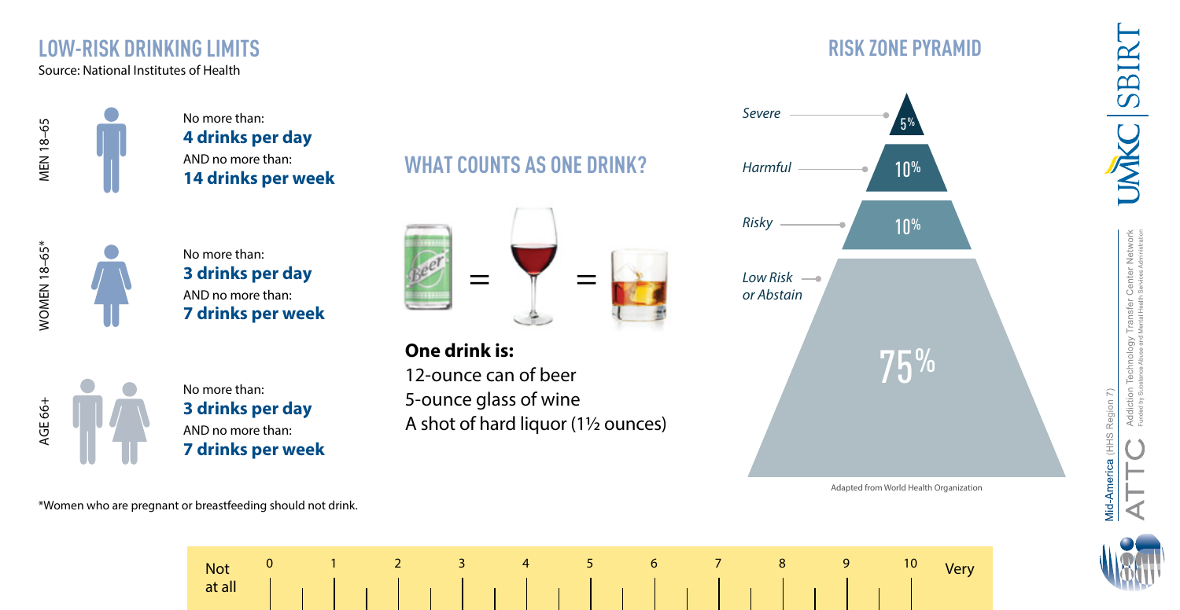## LOW-RISK DRINKING LIMITS

Source: National Institutes of Health

**MEN 18–65**

No more than:
**4 drinks per day**
AND no more than:
**14 drinks per week**

**WOMEN 18–65***

No more than:
**3 drinks per day**
AND no more than:
**7 drinks per week**

**AGE 66+**

No more than:
**3 drinks per day**
AND no more than:
**7 drinks per week**

*Women who are pregnant or breastfeeding should not drink.

## WHAT COUNTS AS ONE DRINK?

**One drink is:**

12-ounce can of beer
5-ounce glass of wine
A shot of hard liquor (1½ ounces)

## RISK ZONE PYRAMID

| Zone | Percentage |
| --- | --- |
| *Severe* | 5% |
| *Harmful* | 10% |
| *Risky* | 10% |
| *Low Risk or Abstain* | 75% |

Adapted from World Health Organization

UMKC | SBIRT

Mid-America (HHS Region 7) ATTC Addiction Technology Transfer Center Network
Funded by Substance Abuse and Mental Health Services Administration

| Not at all | 0 | 1 | 2 | 3 | 4 | 5 | 6 | 7 | 8 | 9 | 10 | Very |
| --- | --- | --- | --- | --- | --- | --- | --- | --- | --- | --- | --- | --- |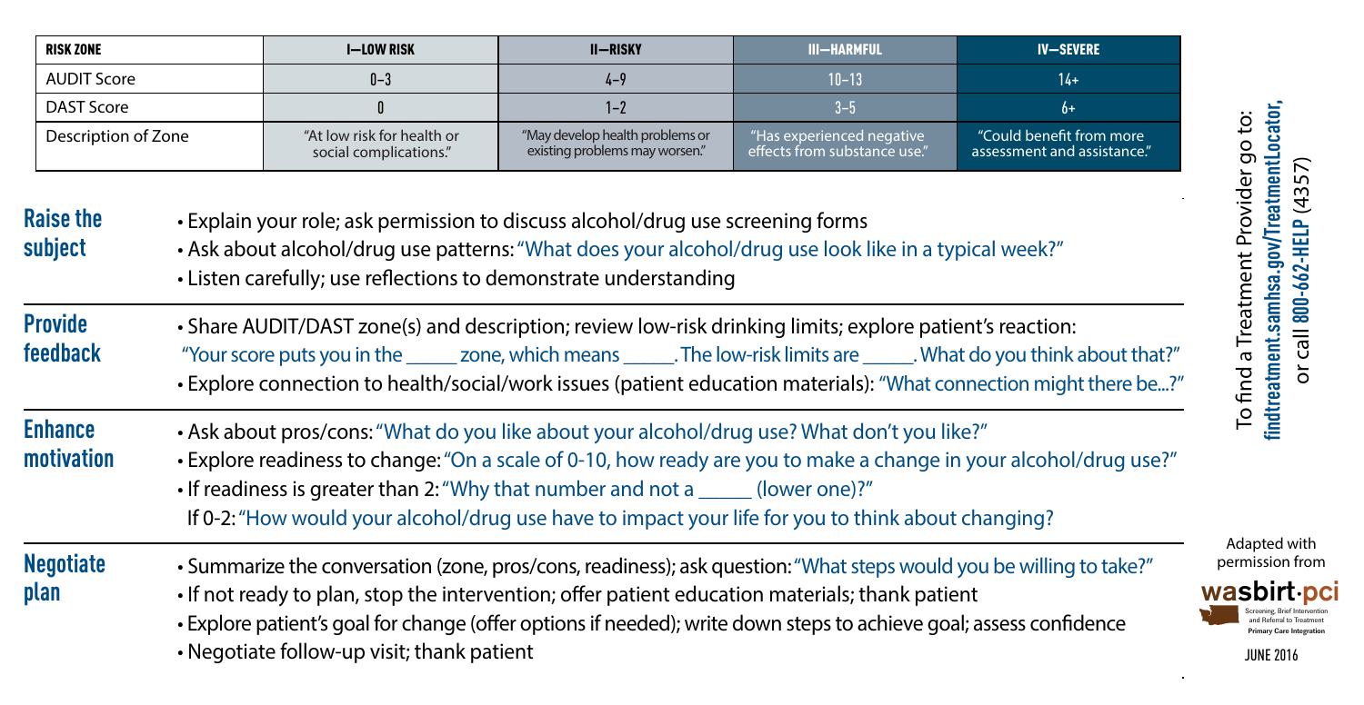| RISK ZONE | I—LOW RISK | II—RISKY | III—HARMFUL | IV—SEVERE |
| --- | --- | --- | --- | --- |
| AUDIT Score | 0–3 | 4–9 | 10–13 | 14+ |
| DAST Score | 0 | 1–2 | 3–5 | 6+ |
| Description of Zone | "At low risk for health or social complications." | "May develop health problems or existing problems may worsen." | "Has experienced negative effects from substance use." | "Could benefit from more assessment and assistance." |

**Raise the subject**

- Explain your role; ask permission to discuss alcohol/drug use screening forms
- Ask about alcohol/drug use patterns: "What does your alcohol/drug use look like in a typical week?"
- Listen carefully; use reflections to demonstrate understanding

**Provide feedback**

- Share AUDIT/DAST zone(s) and description; review low-risk drinking limits; explore patient's reaction: "Your score puts you in the _____ zone, which means _____. The low-risk limits are _____. What do you think about that?"
- Explore connection to health/social/work issues (patient education materials): "What connection might there be...?"

**Enhance motivation**

- Ask about pros/cons: "What do you like about your alcohol/drug use? What don't you like?"
- Explore readiness to change: "On a scale of 0-10, how ready are you to make a change in your alcohol/drug use?"
- If readiness is greater than 2: "Why that number and not a _____ (lower one)?"
  If 0-2: "How would your alcohol/drug use have to impact your life for you to think about changing?

**Negotiate plan**

- Summarize the conversation (zone, pros/cons, readiness); ask question: "What steps would you be willing to take?"
- If not ready to plan, stop the intervention; offer patient education materials; thank patient
- Explore patient's goal for change (offer options if needed); write down steps to achieve goal; assess confidence
- Negotiate follow-up visit; thank patient

To find a Treatment Provider go to: **findtreatment.samhsa.gov/TreatmentLocator,** or call **800-662-HELP** (4357)

Adapted with permission from wasbirt·pci Screening, Brief Intervention and Referral to Treatment Primary Care Integration

JUNE 2016